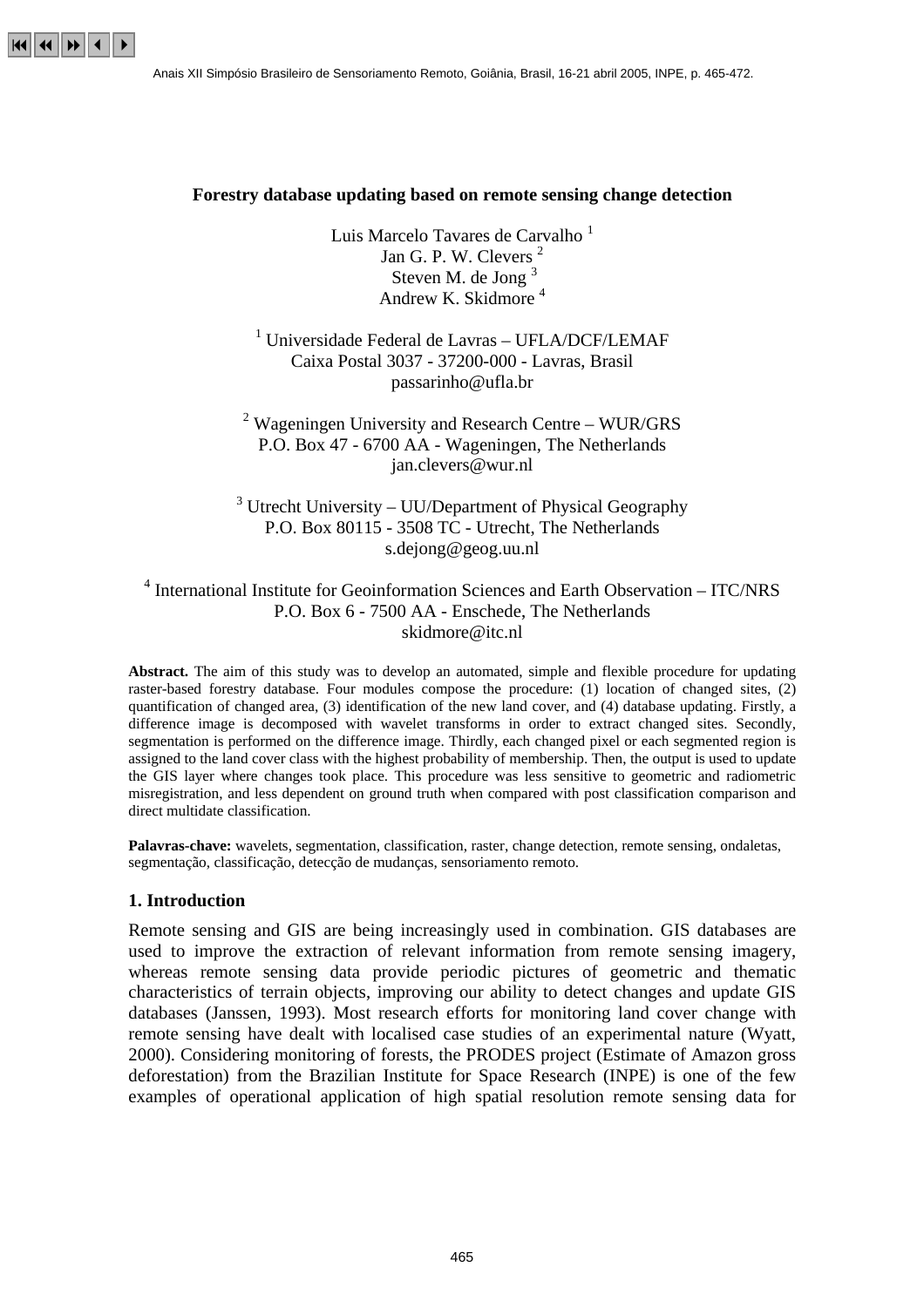# Forestry database updating based on remote sensing change detection

Luis Marcelo Tavares de Carvalho [1]
Jan G. P. W. Clevers [2]
Steven M. de Jong [3]
Andrew K. Skidmore [4]

[1] Universidade Federal de Lavras – UFLA/DCF/LEMAF
Caixa Postal 3037 - 37200-000 - Lavras, Brasil
passarinho@ufla.br

[2] Wageningen University and Research Centre – WUR/GRS
P.O. Box 47 - 6700 AA - Wageningen, The Netherlands
jan.clevers@wur.nl

[3] Utrecht University – UU/Department of Physical Geography
P.O. Box 80115 - 3508 TC - Utrecht, The Netherlands
s.dejong@geog.uu.nl

[4] International Institute for Geoinformation Sciences and Earth Observation – ITC/NRS
P.O. Box 6 - 7500 AA - Enschede, The Netherlands
skidmore@itc.nl

**Abstract.** The aim of this study was to develop an automated, simple and flexible procedure for updating raster-based forestry database. Four modules compose the procedure: (1) location of changed sites, (2) quantification of changed area, (3) identification of the new land cover, and (4) database updating. Firstly, a difference image is decomposed with wavelet transforms in order to extract changed sites. Secondly, segmentation is performed on the difference image. Thirdly, each changed pixel or each segmented region is assigned to the land cover class with the highest probability of membership. Then, the output is used to update the GIS layer where changes took place. This procedure was less sensitive to geometric and radiometric misregistration, and less dependent on ground truth when compared with post classification comparison and direct multidate classification.

**Palavras-chave:** wavelets, segmentation, classification, raster, change detection, remote sensing, ondaletas, segmentação, classificação, detecção de mudanças, sensoriamento remoto.

## 1. Introduction

Remote sensing and GIS are being increasingly used in combination. GIS databases are used to improve the extraction of relevant information from remote sensing imagery, whereas remote sensing data provide periodic pictures of geometric and thematic characteristics of terrain objects, improving our ability to detect changes and update GIS databases (Janssen, 1993). Most research efforts for monitoring land cover change with remote sensing have dealt with localised case studies of an experimental nature (Wyatt, 2000). Considering monitoring of forests, the PRODES project (Estimate of Amazon gross deforestation) from the Brazilian Institute for Space Research (INPE) is one of the few examples of operational application of high spatial resolution remote sensing data for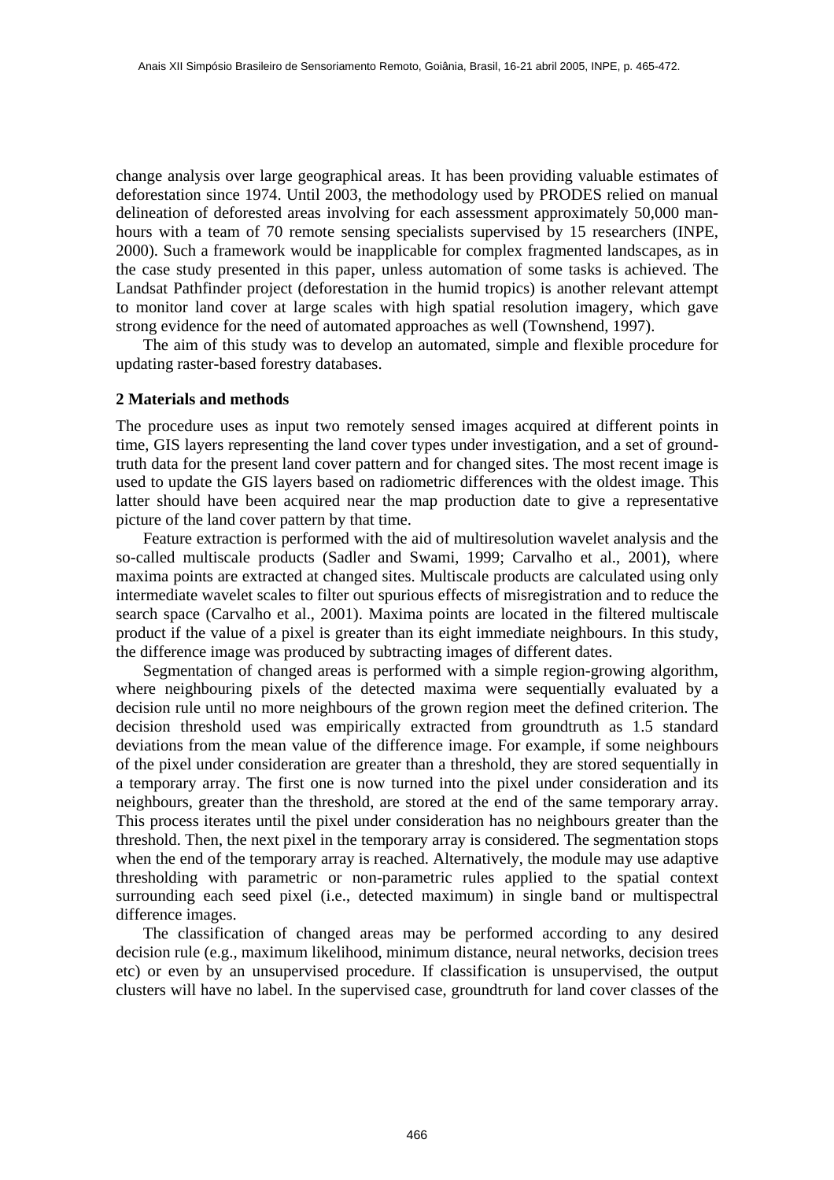change analysis over large geographical areas. It has been providing valuable estimates of deforestation since 1974. Until 2003, the methodology used by PRODES relied on manual delineation of deforested areas involving for each assessment approximately 50,000 man-hours with a team of 70 remote sensing specialists supervised by 15 researchers (INPE, 2000). Such a framework would be inapplicable for complex fragmented landscapes, as in the case study presented in this paper, unless automation of some tasks is achieved. The Landsat Pathfinder project (deforestation in the humid tropics) is another relevant attempt to monitor land cover at large scales with high spatial resolution imagery, which gave strong evidence for the need of automated approaches as well (Townshend, 1997).

The aim of this study was to develop an automated, simple and flexible procedure for updating raster-based forestry databases.

## 2 Materials and methods

The procedure uses as input two remotely sensed images acquired at different points in time, GIS layers representing the land cover types under investigation, and a set of ground-truth data for the present land cover pattern and for changed sites. The most recent image is used to update the GIS layers based on radiometric differences with the oldest image. This latter should have been acquired near the map production date to give a representative picture of the land cover pattern by that time.

Feature extraction is performed with the aid of multiresolution wavelet analysis and the so-called multiscale products (Sadler and Swami, 1999; Carvalho et al., 2001), where maxima points are extracted at changed sites. Multiscale products are calculated using only intermediate wavelet scales to filter out spurious effects of misregistration and to reduce the search space (Carvalho et al., 2001). Maxima points are located in the filtered multiscale product if the value of a pixel is greater than its eight immediate neighbours. In this study, the difference image was produced by subtracting images of different dates.

Segmentation of changed areas is performed with a simple region-growing algorithm, where neighbouring pixels of the detected maxima were sequentially evaluated by a decision rule until no more neighbours of the grown region meet the defined criterion. The decision threshold used was empirically extracted from groundtruth as 1.5 standard deviations from the mean value of the difference image. For example, if some neighbours of the pixel under consideration are greater than a threshold, they are stored sequentially in a temporary array. The first one is now turned into the pixel under consideration and its neighbours, greater than the threshold, are stored at the end of the same temporary array. This process iterates until the pixel under consideration has no neighbours greater than the threshold. Then, the next pixel in the temporary array is considered. The segmentation stops when the end of the temporary array is reached. Alternatively, the module may use adaptive thresholding with parametric or non-parametric rules applied to the spatial context surrounding each seed pixel (i.e., detected maximum) in single band or multispectral difference images.

The classification of changed areas may be performed according to any desired decision rule (e.g., maximum likelihood, minimum distance, neural networks, decision trees etc) or even by an unsupervised procedure. If classification is unsupervised, the output clusters will have no label. In the supervised case, groundtruth for land cover classes of the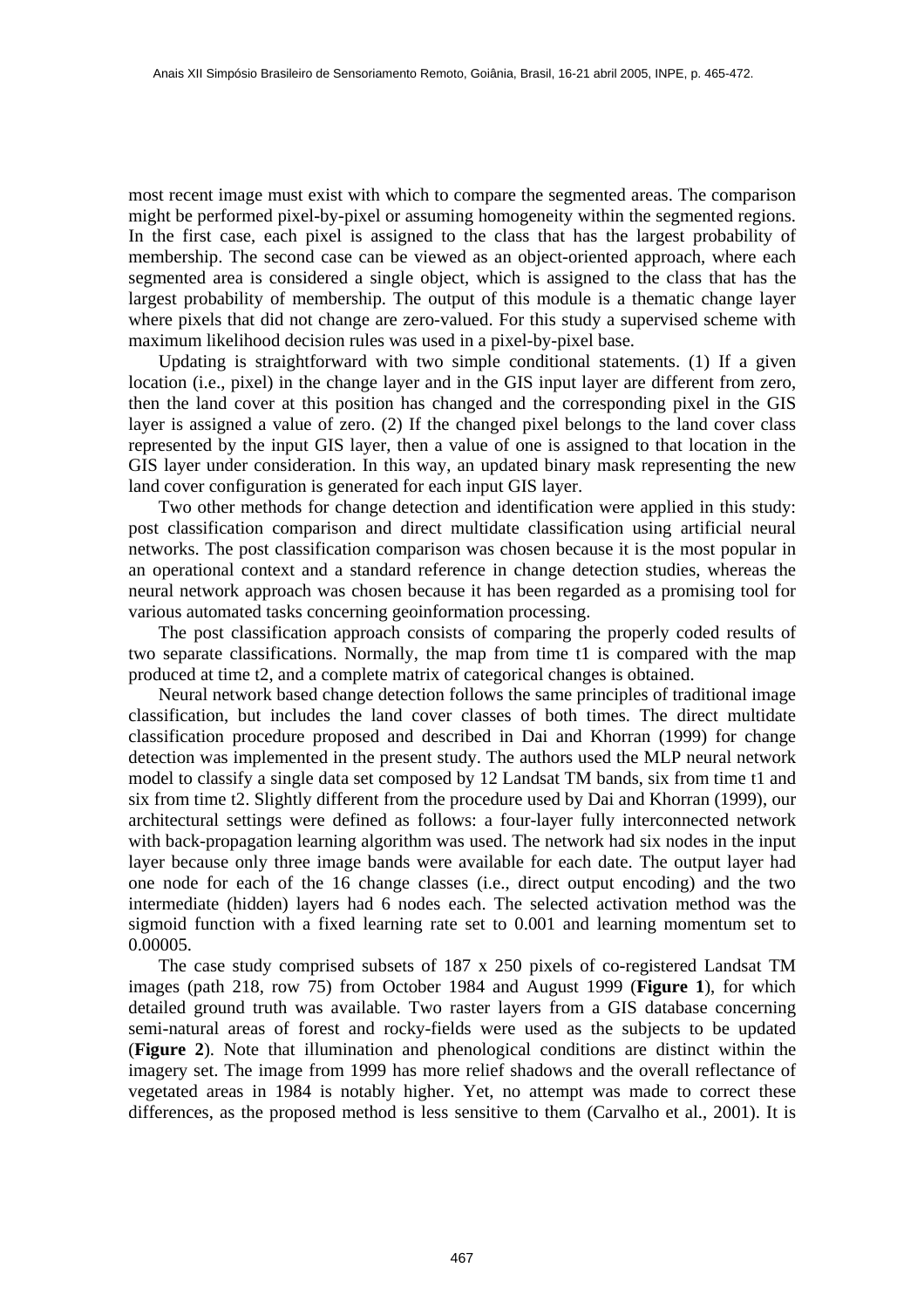most recent image must exist with which to compare the segmented areas. The comparison might be performed pixel-by-pixel or assuming homogeneity within the segmented regions. In the first case, each pixel is assigned to the class that has the largest probability of membership. The second case can be viewed as an object-oriented approach, where each segmented area is considered a single object, which is assigned to the class that has the largest probability of membership. The output of this module is a thematic change layer where pixels that did not change are zero-valued. For this study a supervised scheme with maximum likelihood decision rules was used in a pixel-by-pixel base.

Updating is straightforward with two simple conditional statements. (1) If a given location (i.e., pixel) in the change layer and in the GIS input layer are different from zero, then the land cover at this position has changed and the corresponding pixel in the GIS layer is assigned a value of zero. (2) If the changed pixel belongs to the land cover class represented by the input GIS layer, then a value of one is assigned to that location in the GIS layer under consideration. In this way, an updated binary mask representing the new land cover configuration is generated for each input GIS layer.

Two other methods for change detection and identification were applied in this study: post classification comparison and direct multidate classification using artificial neural networks. The post classification comparison was chosen because it is the most popular in an operational context and a standard reference in change detection studies, whereas the neural network approach was chosen because it has been regarded as a promising tool for various automated tasks concerning geoinformation processing.

The post classification approach consists of comparing the properly coded results of two separate classifications. Normally, the map from time t1 is compared with the map produced at time t2, and a complete matrix of categorical changes is obtained.

Neural network based change detection follows the same principles of traditional image classification, but includes the land cover classes of both times. The direct multidate classification procedure proposed and described in Dai and Khorran (1999) for change detection was implemented in the present study. The authors used the MLP neural network model to classify a single data set composed by 12 Landsat TM bands, six from time t1 and six from time t2. Slightly different from the procedure used by Dai and Khorran (1999), our architectural settings were defined as follows: a four-layer fully interconnected network with back-propagation learning algorithm was used. The network had six nodes in the input layer because only three image bands were available for each date. The output layer had one node for each of the 16 change classes (i.e., direct output encoding) and the two intermediate (hidden) layers had 6 nodes each. The selected activation method was the sigmoid function with a fixed learning rate set to 0.001 and learning momentum set to 0.00005.

The case study comprised subsets of 187 x 250 pixels of co-registered Landsat TM images (path 218, row 75) from October 1984 and August 1999 (**Figure 1**), for which detailed ground truth was available. Two raster layers from a GIS database concerning semi-natural areas of forest and rocky-fields were used as the subjects to be updated (**Figure 2**). Note that illumination and phenological conditions are distinct within the imagery set. The image from 1999 has more relief shadows and the overall reflectance of vegetated areas in 1984 is notably higher. Yet, no attempt was made to correct these differences, as the proposed method is less sensitive to them (Carvalho et al., 2001). It is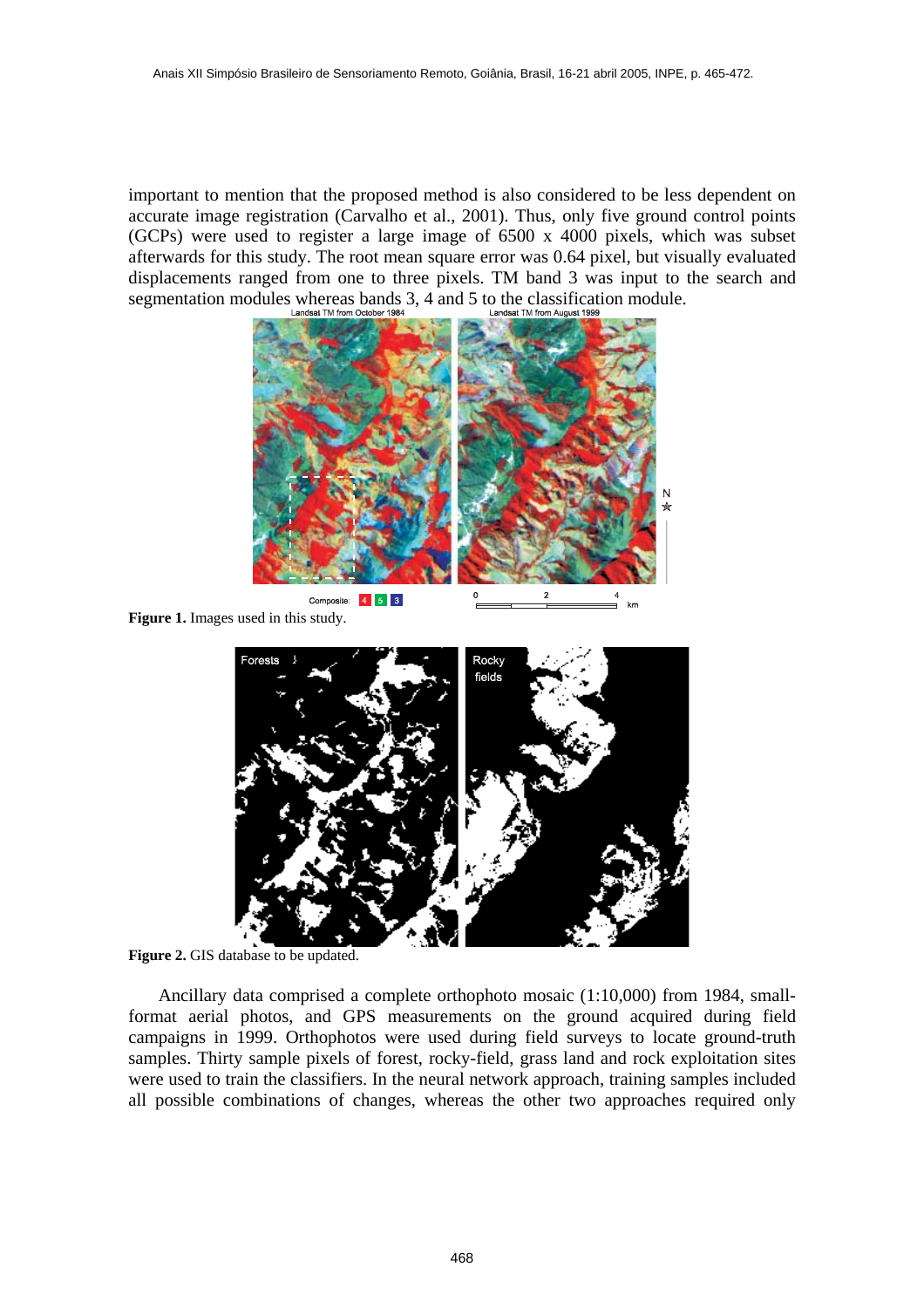important to mention that the proposed method is also considered to be less dependent on accurate image registration (Carvalho et al., 2001). Thus, only five ground control points (GCPs) were used to register a large image of 6500 x 4000 pixels, which was subset afterwards for this study. The root mean square error was 0.64 pixel, but visually evaluated displacements ranged from one to three pixels. TM band 3 was input to the search and segmentation modules whereas bands 3, 4 and 5 to the classification module.

**Figure 1.** Images used in this study.

**Figure 2.** GIS database to be updated.

Ancillary data comprised a complete orthophoto mosaic (1:10,000) from 1984, small-format aerial photos, and GPS measurements on the ground acquired during field campaigns in 1999. Orthophotos were used during field surveys to locate ground-truth samples. Thirty sample pixels of forest, rocky-field, grass land and rock exploitation sites were used to train the classifiers. In the neural network approach, training samples included all possible combinations of changes, whereas the other two approaches required only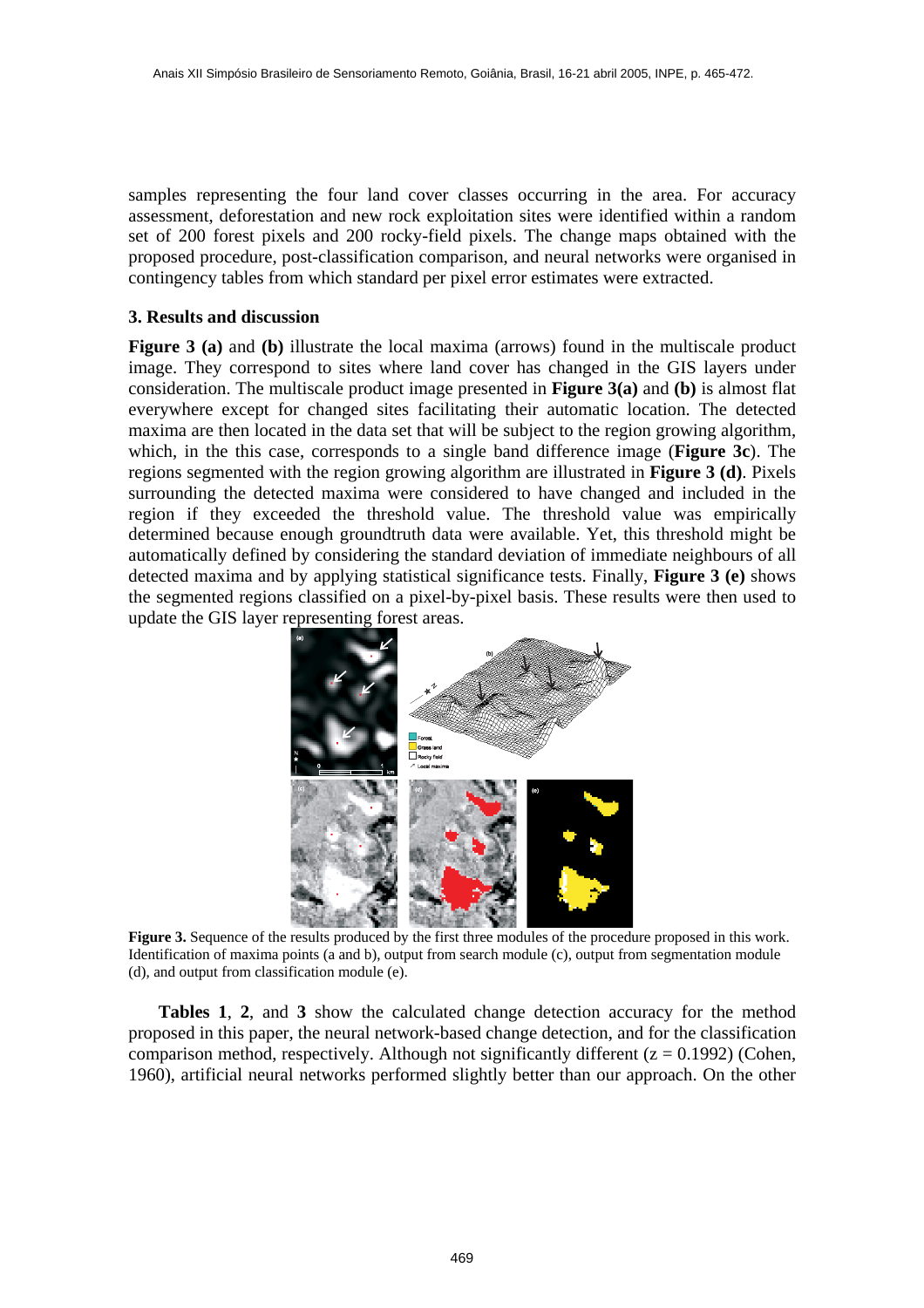samples representing the four land cover classes occurring in the area. For accuracy assessment, deforestation and new rock exploitation sites were identified within a random set of 200 forest pixels and 200 rocky-field pixels. The change maps obtained with the proposed procedure, post-classification comparison, and neural networks were organised in contingency tables from which standard per pixel error estimates were extracted.

### 3. Results and discussion

**Figure 3 (a)** and **(b)** illustrate the local maxima (arrows) found in the multiscale product image. They correspond to sites where land cover has changed in the GIS layers under consideration. The multiscale product image presented in **Figure 3(a)** and **(b)** is almost flat everywhere except for changed sites facilitating their automatic location. The detected maxima are then located in the data set that will be subject to the region growing algorithm, which, in the this case, corresponds to a single band difference image (**Figure 3c**). The regions segmented with the region growing algorithm are illustrated in **Figure 3 (d)**. Pixels surrounding the detected maxima were considered to have changed and included in the region if they exceeded the threshold value. The threshold value was empirically determined because enough groundtruth data were available. Yet, this threshold might be automatically defined by considering the standard deviation of immediate neighbours of all detected maxima and by applying statistical significance tests. Finally, **Figure 3 (e)** shows the segmented regions classified on a pixel-by-pixel basis. These results were then used to update the GIS layer representing forest areas.

**Figure 3.** Sequence of the results produced by the first three modules of the procedure proposed in this work. Identification of maxima points (a and b), output from search module (c), output from segmentation module (d), and output from classification module (e).

**Tables 1**, **2**, and **3** show the calculated change detection accuracy for the method proposed in this paper, the neural network-based change detection, and for the classification comparison method, respectively. Although not significantly different ($z = 0.1992$) (Cohen, 1960), artificial neural networks performed slightly better than our approach. On the other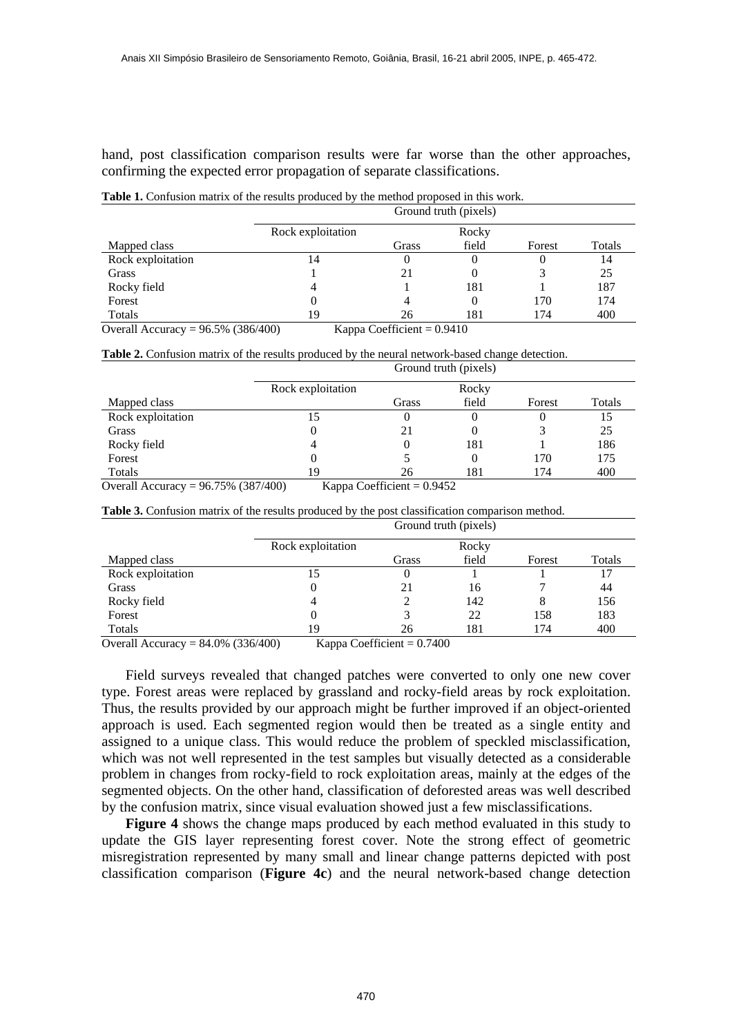hand, post classification comparison results were far worse than the other approaches, confirming the expected error propagation of separate classifications.

**Table 1.** Confusion matrix of the results produced by the method proposed in this work.

| | Ground truth (pixels) | | | | |
|---|---|---|---|---|---|
| Mapped class | Rock exploitation | Grass | Rocky field | Forest | Totals |
| Rock exploitation | 14 | 0 | 0 | 0 | 14 |
| Grass | 1 | 21 | 0 | 3 | 25 |
| Rocky field | 4 | 1 | 181 | 1 | 187 |
| Forest | 0 | 4 | 0 | 170 | 174 |
| Totals | 19 | 26 | 181 | 174 | 400 |

Overall Accuracy = 96.5% (386/400) Kappa Coefficient = 0.9410

**Table 2.** Confusion matrix of the results produced by the neural network-based change detection.

| | Ground truth (pixels) | | | | |
|---|---|---|---|---|---|
| Mapped class | Rock exploitation | Grass | Rocky field | Forest | Totals |
| Rock exploitation | 15 | 0 | 0 | 0 | 15 |
| Grass | 0 | 21 | 0 | 3 | 25 |
| Rocky field | 4 | 0 | 181 | 1 | 186 |
| Forest | 0 | 5 | 0 | 170 | 175 |
| Totals | 19 | 26 | 181 | 174 | 400 |

Overall Accuracy = 96.75% (387/400) Kappa Coefficient = 0.9452

**Table 3.** Confusion matrix of the results produced by the post classification comparison method.

| | Ground truth (pixels) | | | | |
|---|---|---|---|---|---|
| Mapped class | Rock exploitation | Grass | Rocky field | Forest | Totals |
| Rock exploitation | 15 | 0 | 1 | 1 | 17 |
| Grass | 0 | 21 | 16 | 7 | 44 |
| Rocky field | 4 | 2 | 142 | 8 | 156 |
| Forest | 0 | 3 | 22 | 158 | 183 |
| Totals | 19 | 26 | 181 | 174 | 400 |

Overall Accuracy = 84.0% (336/400) Kappa Coefficient = 0.7400

Field surveys revealed that changed patches were converted to only one new cover type. Forest areas were replaced by grassland and rocky-field areas by rock exploitation. Thus, the results provided by our approach might be further improved if an object-oriented approach is used. Each segmented region would then be treated as a single entity and assigned to a unique class. This would reduce the problem of speckled misclassification, which was not well represented in the test samples but visually detected as a considerable problem in changes from rocky-field to rock exploitation areas, mainly at the edges of the segmented objects. On the other hand, classification of deforested areas was well described by the confusion matrix, since visual evaluation showed just a few misclassifications.

**Figure 4** shows the change maps produced by each method evaluated in this study to update the GIS layer representing forest cover. Note the strong effect of geometric misregistration represented by many small and linear change patterns depicted with post classification comparison (**Figure 4c**) and the neural network-based change detection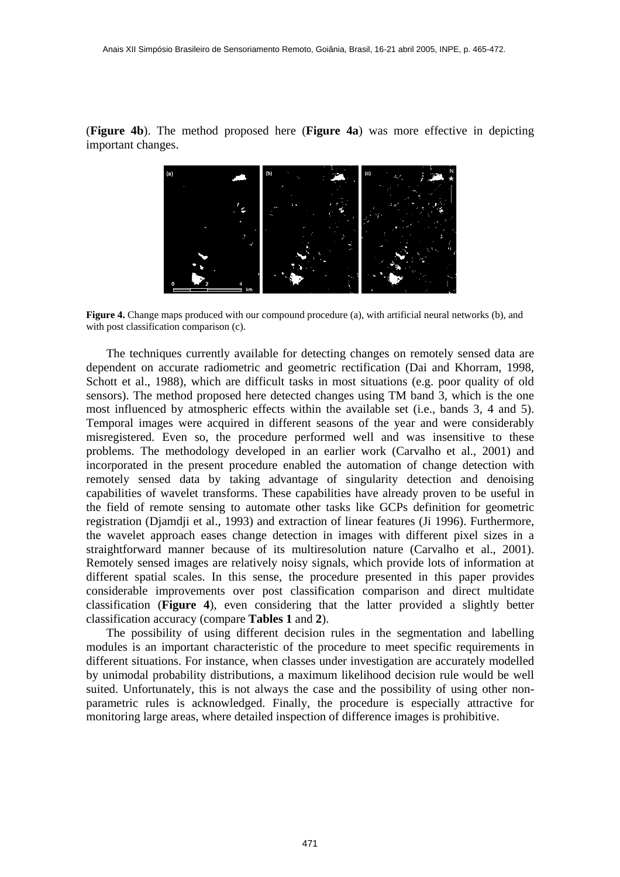(**Figure 4b**). The method proposed here (**Figure 4a**) was more effective in depicting important changes.

**Figure 4.** Change maps produced with our compound procedure (a), with artificial neural networks (b), and with post classification comparison (c).

The techniques currently available for detecting changes on remotely sensed data are dependent on accurate radiometric and geometric rectification (Dai and Khorram, 1998, Schott et al., 1988), which are difficult tasks in most situations (e.g. poor quality of old sensors). The method proposed here detected changes using TM band 3, which is the one most influenced by atmospheric effects within the available set (i.e., bands 3, 4 and 5). Temporal images were acquired in different seasons of the year and were considerably misregistered. Even so, the procedure performed well and was insensitive to these problems. The methodology developed in an earlier work (Carvalho et al., 2001) and incorporated in the present procedure enabled the automation of change detection with remotely sensed data by taking advantage of singularity detection and denoising capabilities of wavelet transforms. These capabilities have already proven to be useful in the field of remote sensing to automate other tasks like GCPs definition for geometric registration (Djamdji et al., 1993) and extraction of linear features (Ji 1996). Furthermore, the wavelet approach eases change detection in images with different pixel sizes in a straightforward manner because of its multiresolution nature (Carvalho et al., 2001). Remotely sensed images are relatively noisy signals, which provide lots of information at different spatial scales. In this sense, the procedure presented in this paper provides considerable improvements over post classification comparison and direct multidate classification (**Figure 4**), even considering that the latter provided a slightly better classification accuracy (compare **Tables 1** and **2**).

The possibility of using different decision rules in the segmentation and labelling modules is an important characteristic of the procedure to meet specific requirements in different situations. For instance, when classes under investigation are accurately modelled by unimodal probability distributions, a maximum likelihood decision rule would be well suited. Unfortunately, this is not always the case and the possibility of using other non-parametric rules is acknowledged. Finally, the procedure is especially attractive for monitoring large areas, where detailed inspection of difference images is prohibitive.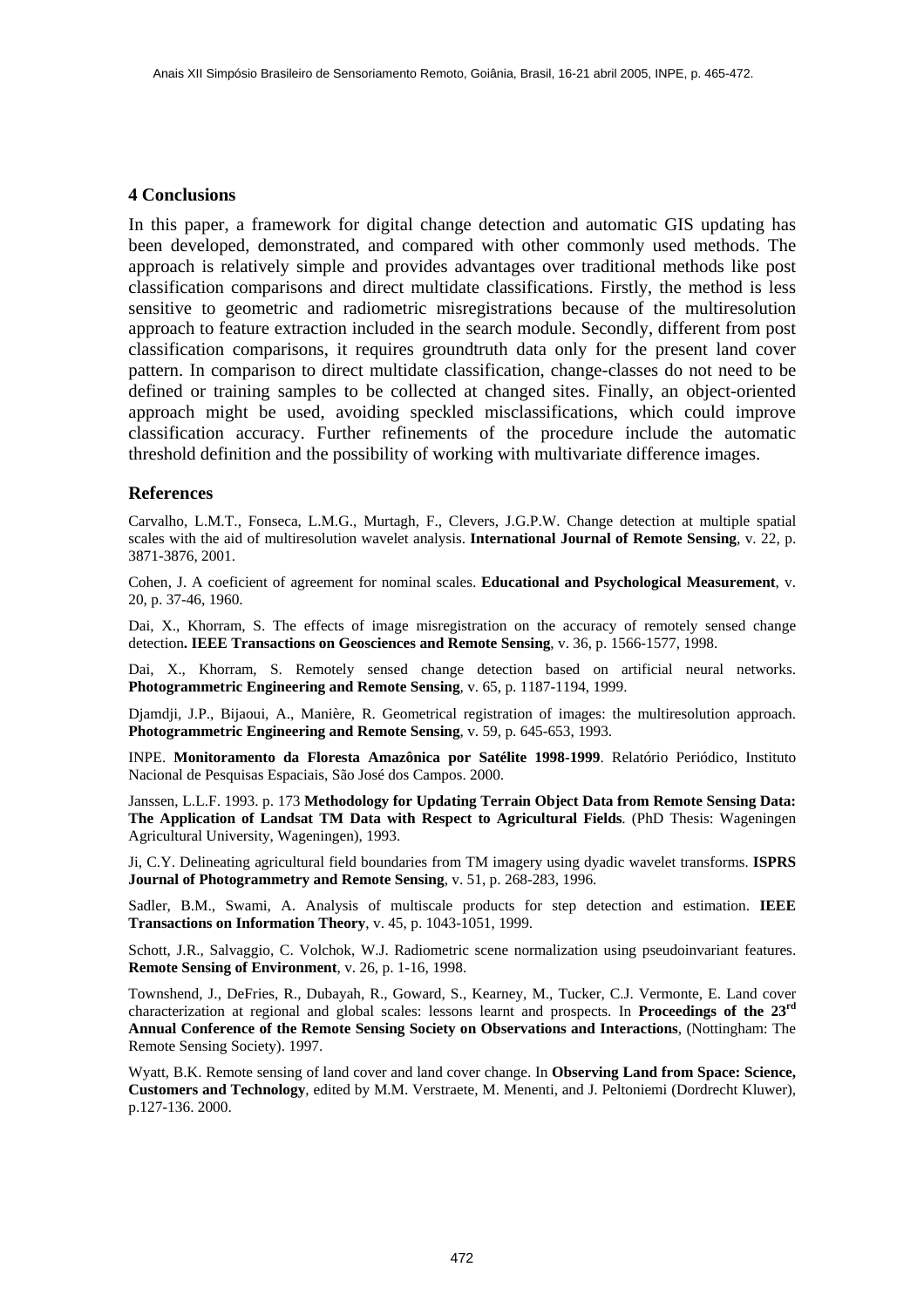## 4 Conclusions

In this paper, a framework for digital change detection and automatic GIS updating has been developed, demonstrated, and compared with other commonly used methods. The approach is relatively simple and provides advantages over traditional methods like post classification comparisons and direct multidate classifications. Firstly, the method is less sensitive to geometric and radiometric misregistrations because of the multiresolution approach to feature extraction included in the search module. Secondly, different from post classification comparisons, it requires groundtruth data only for the present land cover pattern. In comparison to direct multidate classification, change-classes do not need to be defined or training samples to be collected at changed sites. Finally, an object-oriented approach might be used, avoiding speckled misclassifications, which could improve classification accuracy. Further refinements of the procedure include the automatic threshold definition and the possibility of working with multivariate difference images.

## References

Carvalho, L.M.T., Fonseca, L.M.G., Murtagh, F., Clevers, J.G.P.W. Change detection at multiple spatial scales with the aid of multiresolution wavelet analysis. **International Journal of Remote Sensing**, v. 22, p. 3871-3876, 2001.

Cohen, J. A coeficient of agreement for nominal scales. **Educational and Psychological Measurement**, v. 20, p. 37-46, 1960.

Dai, X., Khorram, S. The effects of image misregistration on the accuracy of remotely sensed change detection**. IEEE Transactions on Geosciences and Remote Sensing**, v. 36, p. 1566-1577, 1998.

Dai, X., Khorram, S. Remotely sensed change detection based on artificial neural networks. **Photogrammetric Engineering and Remote Sensing**, v. 65, p. 1187-1194, 1999.

Djamdji, J.P., Bijaoui, A., Manière, R. Geometrical registration of images: the multiresolution approach. **Photogrammetric Engineering and Remote Sensing**, v. 59, p. 645-653, 1993.

INPE. **Monitoramento da Floresta Amazônica por Satélite 1998-1999**. Relatório Periódico, Instituto Nacional de Pesquisas Espaciais, São José dos Campos. 2000.

Janssen, L.L.F. 1993. p. 173 **Methodology for Updating Terrain Object Data from Remote Sensing Data: The Application of Landsat TM Data with Respect to Agricultural Fields**. (PhD Thesis: Wageningen Agricultural University, Wageningen), 1993.

Ji, C.Y. Delineating agricultural field boundaries from TM imagery using dyadic wavelet transforms. **ISPRS Journal of Photogrammetry and Remote Sensing**, v. 51, p. 268-283, 1996.

Sadler, B.M., Swami, A. Analysis of multiscale products for step detection and estimation. **IEEE Transactions on Information Theory**, v. 45, p. 1043-1051, 1999.

Schott, J.R., Salvaggio, C. Volchok, W.J. Radiometric scene normalization using pseudoinvariant features. **Remote Sensing of Environment**, v. 26, p. 1-16, 1998.

Townshend, J., DeFries, R., Dubayah, R., Goward, S., Kearney, M., Tucker, C.J. Vermonte, E. Land cover characterization at regional and global scales: lessons learnt and prospects. In **Proceedings of the 23rd Annual Conference of the Remote Sensing Society on Observations and Interactions**, (Nottingham: The Remote Sensing Society). 1997.

Wyatt, B.K. Remote sensing of land cover and land cover change. In **Observing Land from Space: Science, Customers and Technology**, edited by M.M. Verstraete, M. Menenti, and J. Peltoniemi (Dordrecht Kluwer), p.127-136. 2000.